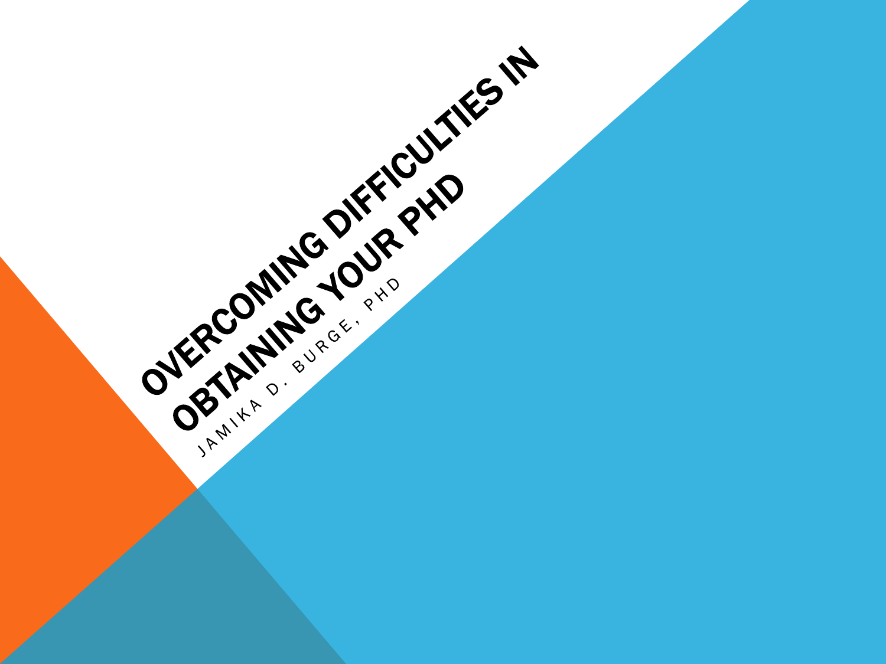# Overcoming Difficulties in Obtaining Your PhD

Jamika D. Burge, PhD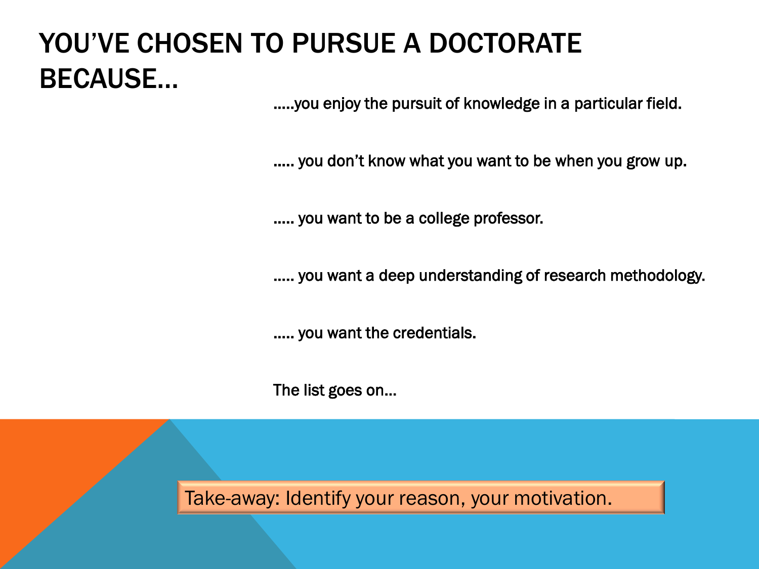# YOU'VE CHOSEN TO PURSUE A DOCTORATE BECAUSE…

…..you enjoy the pursuit of knowledge in a particular field.

….. you don't know what you want to be when you grow up.

….. you want to be a college professor.

….. you want a deep understanding of research methodology.

….. you want the credentials.

The list goes on…

Take-away: Identify your reason, your motivation.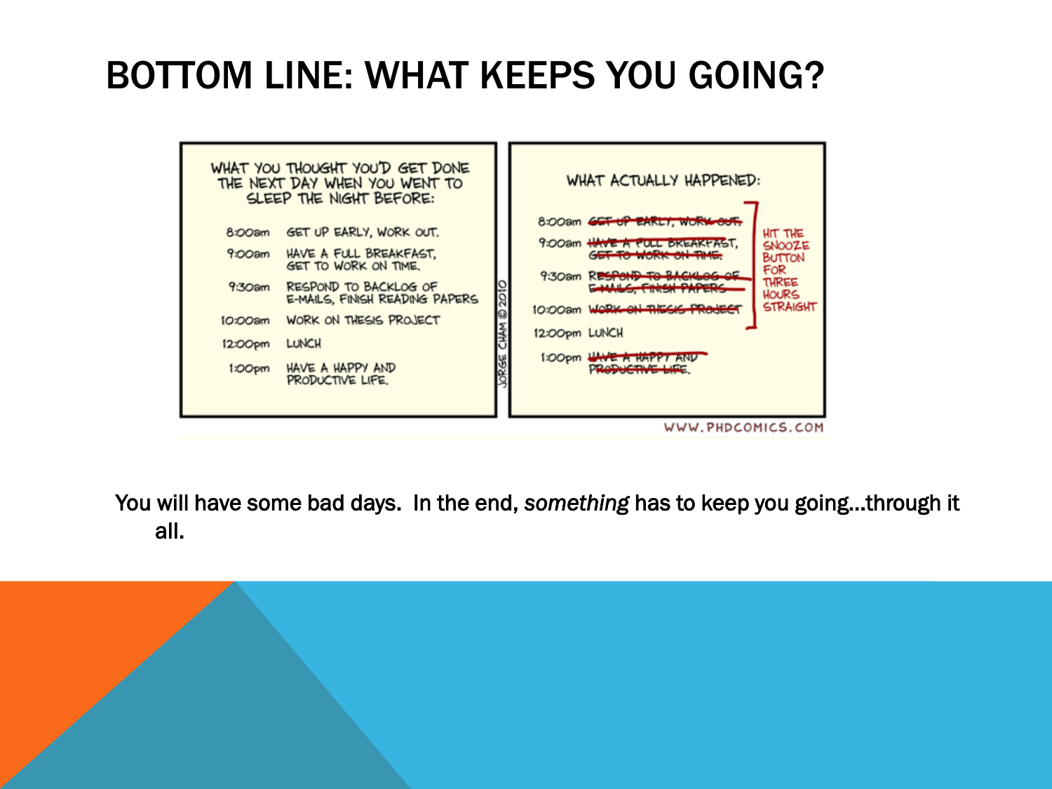# BOTTOM LINE: WHAT KEEPS YOU GOING?

**WHAT YOU THOUGHT YOU'D GET DONE THE NEXT DAY WHEN YOU WENT TO SLEEP THE NIGHT BEFORE:**

| Time | Plan |
| --- | --- |
| 8:00am | GET UP EARLY, WORK OUT. |
| 9:00am | HAVE A FULL BREAKFAST, GET TO WORK ON TIME. |
| 9:30am | RESPOND TO BACKLOG OF E-MAILS, FINISH READING PAPERS |
| 10:00am | WORK ON THESIS PROJECT |
| 12:00pm | LUNCH |
| 1:00pm | HAVE A HAPPY AND PRODUCTIVE LIFE. |

**WHAT ACTUALLY HAPPENED:**

| Time | What happened |
| --- | --- |
| 8:00am | ~~GET UP EARLY, WORK OUT.~~ |
| 9:00am | ~~HAVE A FULL BREAKFAST, GET TO WORK ON TIME.~~ |
| 9:30am | ~~RESPOND TO BACKLOG OF E-MAILS, FINISH PAPERS~~ |
| 10:00am | ~~WORK ON THESIS PROJECT~~ |
| 12:00pm | LUNCH |
| 1:00pm | ~~HAVE A HAPPY AND PRODUCTIVE LIFE.~~ |

HIT THE SNOOZE BUTTON FOR THREE HOURS STRAIGHT

JORGE CHAM © 2010

WWW.PHDCOMICS.COM

You will have some bad days. In the end, *something* has to keep you going…through it all.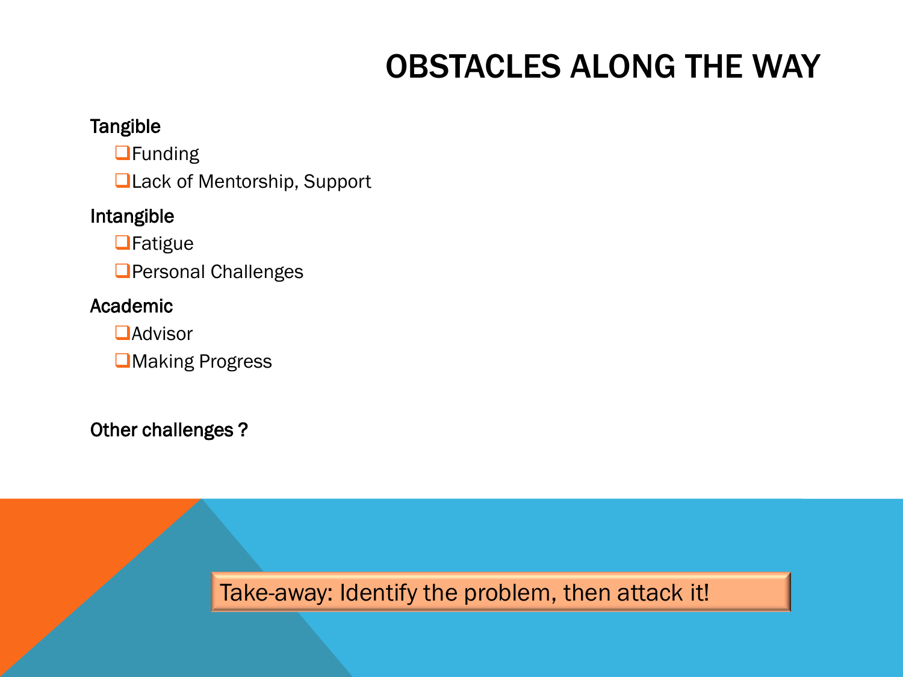# OBSTACLES ALONG THE WAY

**Tangible**

- Funding
- Lack of Mentorship, Support

**Intangible**

- Fatigue
- Personal Challenges

**Academic**

- Advisor
- Making Progress

**Other challenges ?**

Take-away: Identify the problem, then attack it!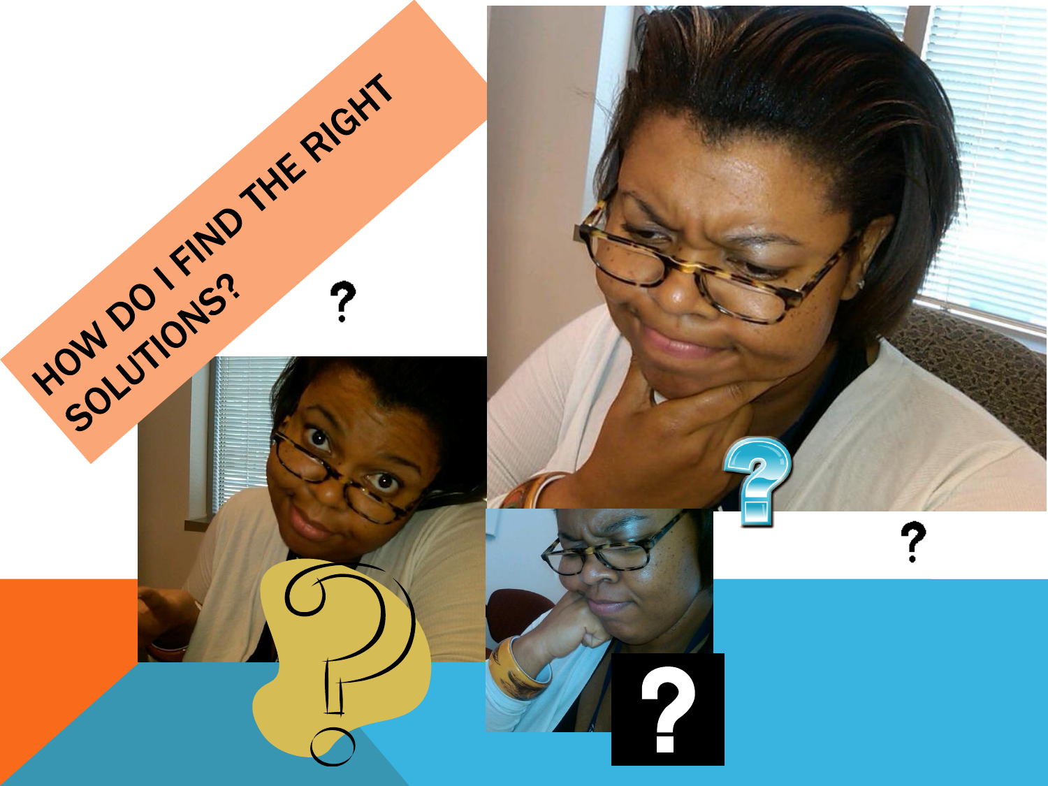# HOW DO I FIND THE RIGHT SOLUTIONS?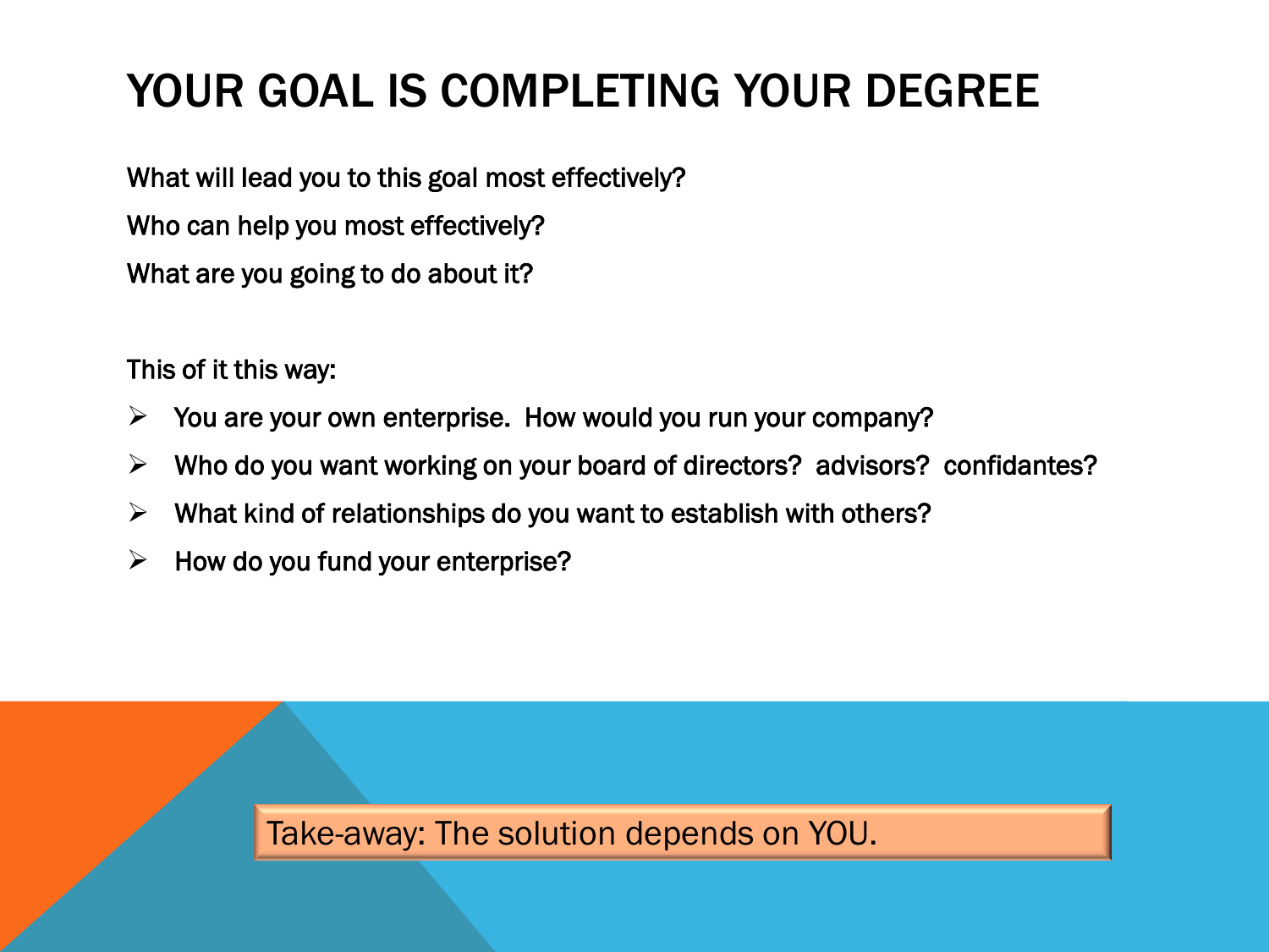# YOUR GOAL IS COMPLETING YOUR DEGREE

What will lead you to this goal most effectively?

Who can help you most effectively?

What are you going to do about it?

This of it this way:

- You are your own enterprise.  How would you run your company?
- Who do you want working on your board of directors?  advisors?  confidantes?
- What kind of relationships do you want to establish with others?
- How do you fund your enterprise?

Take-away: The solution depends on YOU.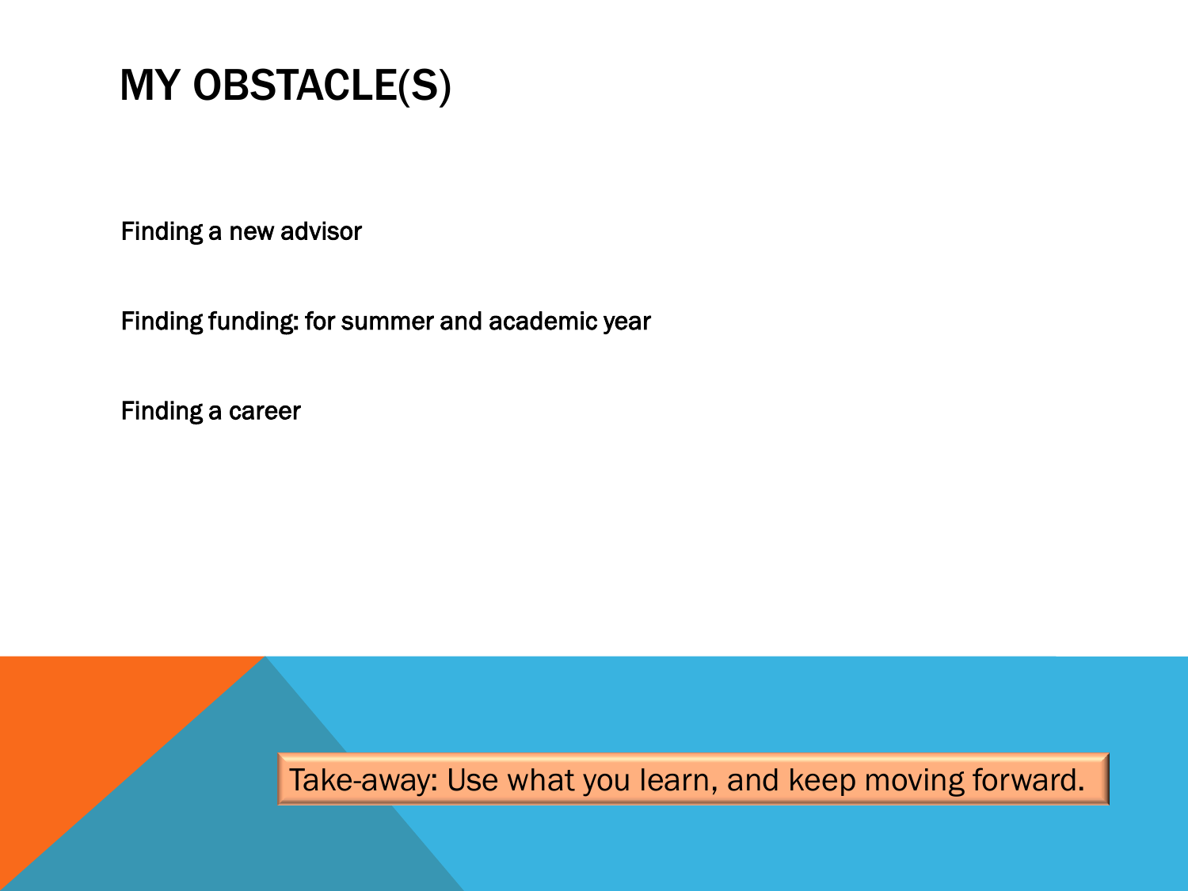# MY OBSTACLE(S)

Finding a new advisor

Finding funding: for summer and academic year

Finding a career

Take-away: Use what you learn, and keep moving forward.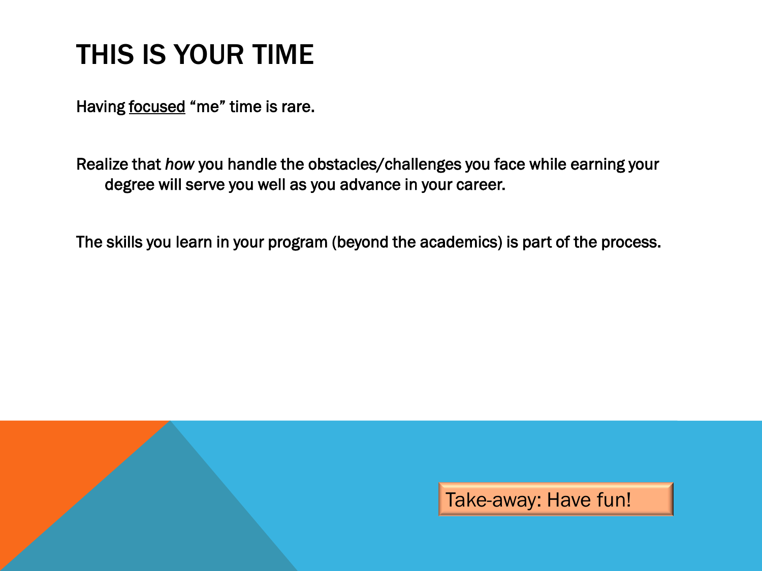# THIS IS YOUR TIME

Having <u>focused</u> "me" time is rare.

Realize that *how* you handle the obstacles/challenges you face while earning your degree will serve you well as you advance in your career.

The skills you learn in your program (beyond the academics) is part of the process.

Take-away: Have fun!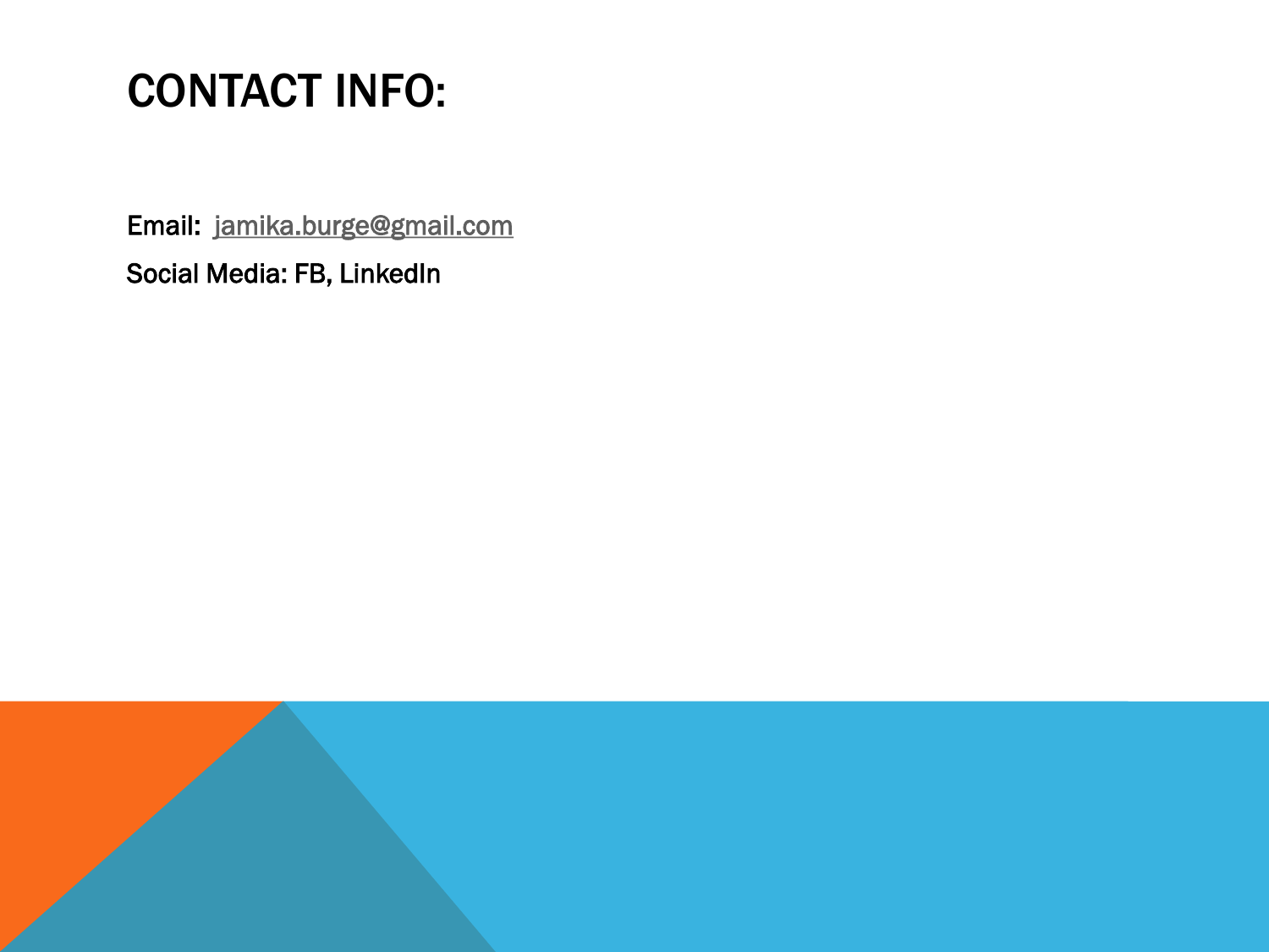# CONTACT INFO:

Email: jamika.burge@gmail.com

Social Media: FB, LinkedIn